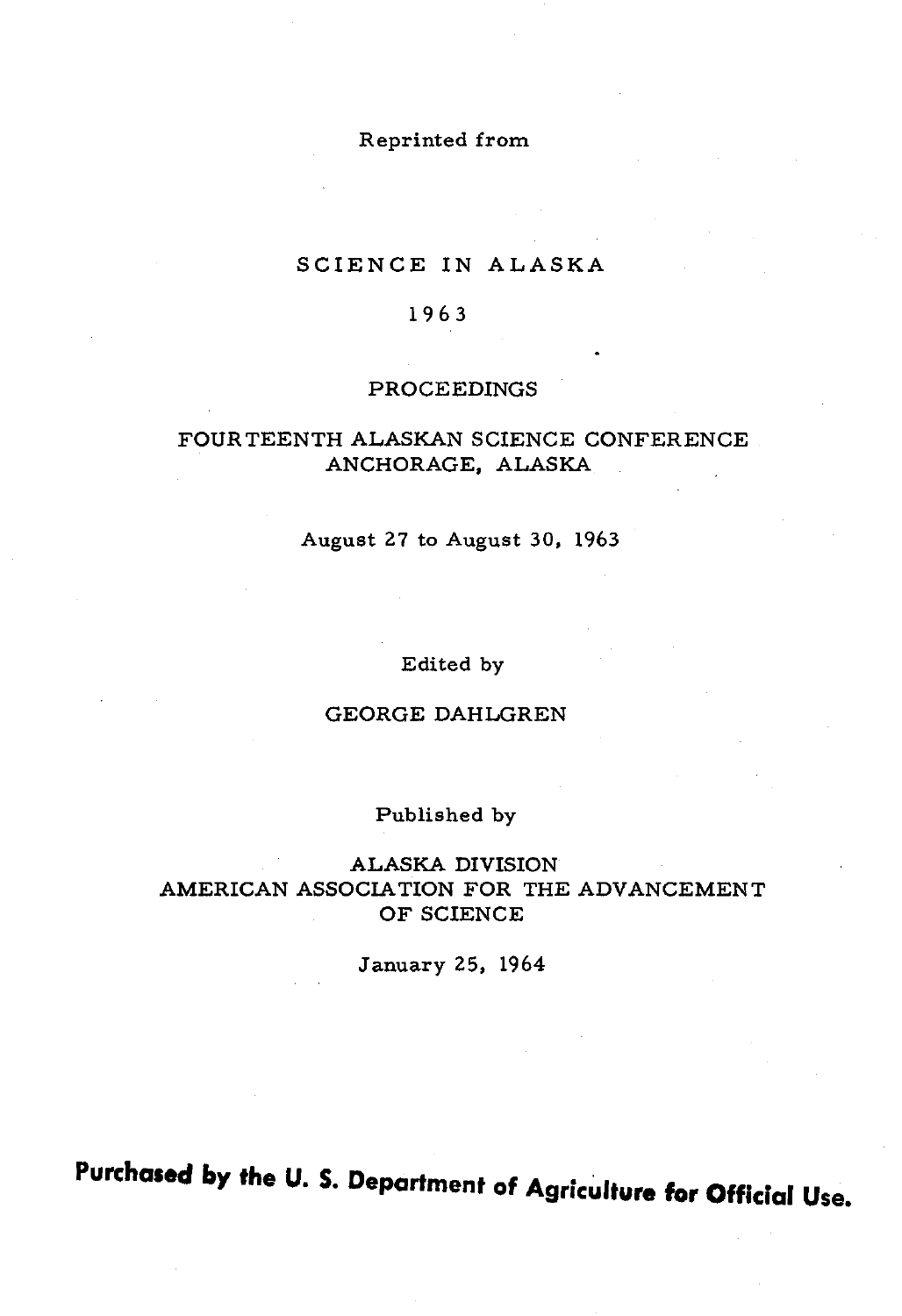Reprinted from

# SCIENCE IN ALASKA

# 1963

## PROCEEDINGS

## FOURTEENTH ALASKAN SCIENCE CONFERENCE
## ANCHORAGE, ALASKA

August 27 to August 30, 1963

Edited by

GEORGE DAHLGREN

Published by

ALASKA DIVISION
AMERICAN ASSOCIATION FOR THE ADVANCEMENT OF SCIENCE

January 25, 1964

**Purchased by the U. S. Department of Agriculture for Official Use.**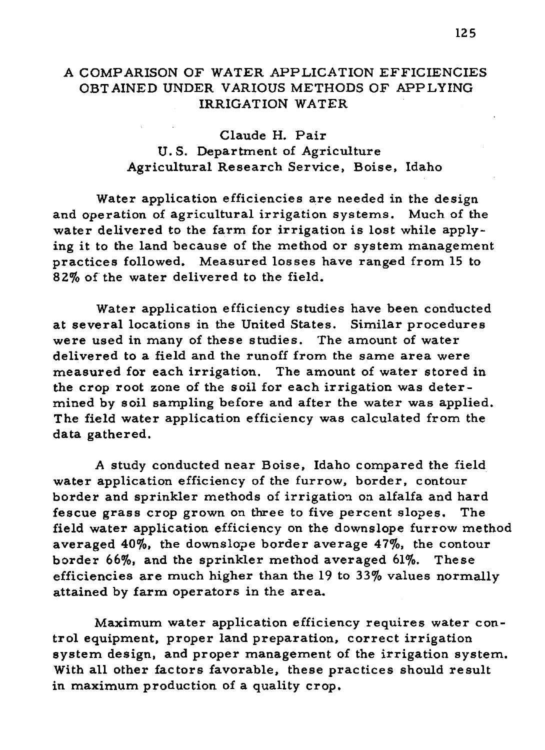# A COMPARISON OF WATER APPLICATION EFFICIENCIES OBTAINED UNDER VARIOUS METHODS OF APPLYING IRRIGATION WATER

Claude H. Pair
U. S. Department of Agriculture
Agricultural Research Service, Boise, Idaho

Water application efficiencies are needed in the design and operation of agricultural irrigation systems. Much of the water delivered to the farm for irrigation is lost while applying it to the land because of the method or system management practices followed. Measured losses have ranged from 15 to 82% of the water delivered to the field.

Water application efficiency studies have been conducted at several locations in the United States. Similar procedures were used in many of these studies. The amount of water delivered to a field and the runoff from the same area were measured for each irrigation. The amount of water stored in the crop root zone of the soil for each irrigation was determined by soil sampling before and after the water was applied. The field water application efficiency was calculated from the data gathered.

A study conducted near Boise, Idaho compared the field water application efficiency of the furrow, border, contour border and sprinkler methods of irrigation on alfalfa and hard fescue grass crop grown on three to five percent slopes. The field water application efficiency on the downslope furrow method averaged 40%, the downslope border average 47%, the contour border 66%, and the sprinkler method averaged 61%. These efficiencies are much higher than the 19 to 33% values normally attained by farm operators in the area.

Maximum water application efficiency requires water control equipment, proper land preparation, correct irrigation system design, and proper management of the irrigation system. With all other factors favorable, these practices should result in maximum production of a quality crop.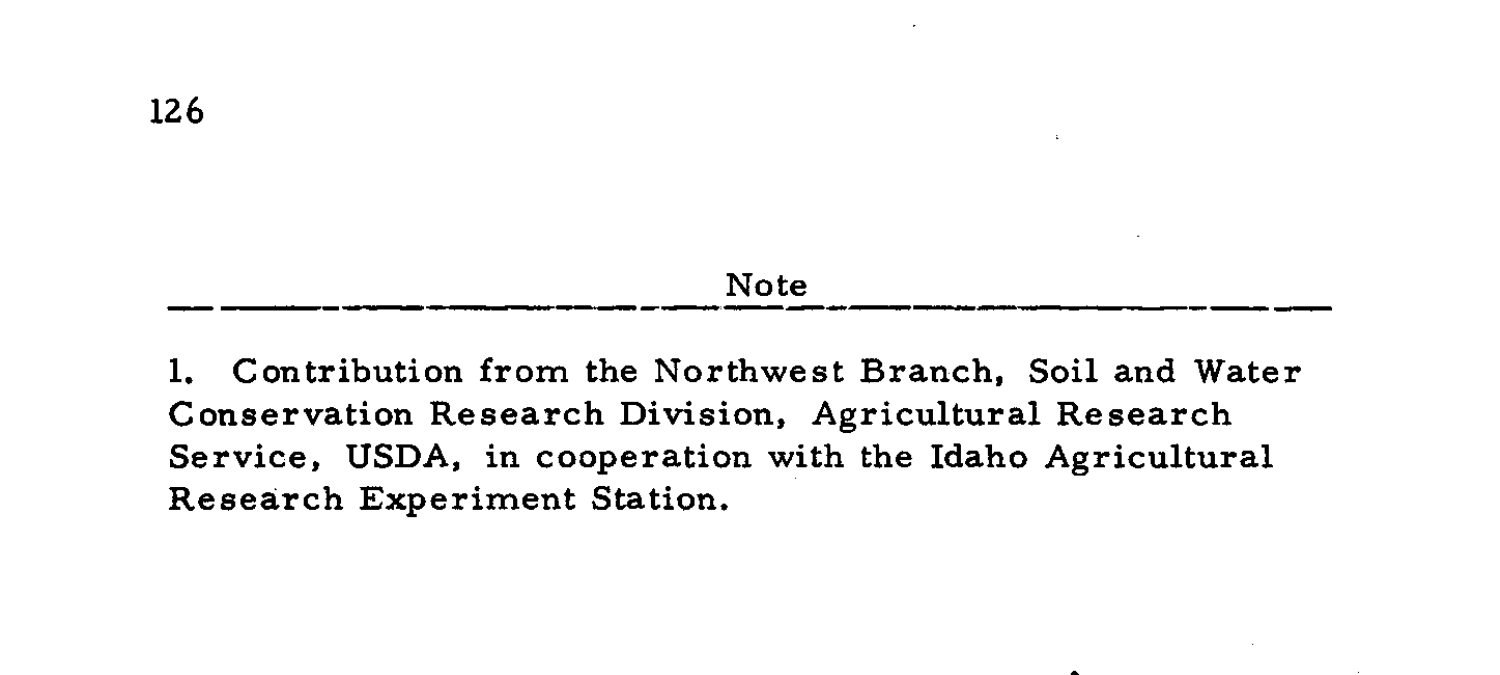## Note

1. Contribution from the Northwest Branch, Soil and Water Conservation Research Division, Agricultural Research Service, USDA, in cooperation with the Idaho Agricultural Research Experiment Station.